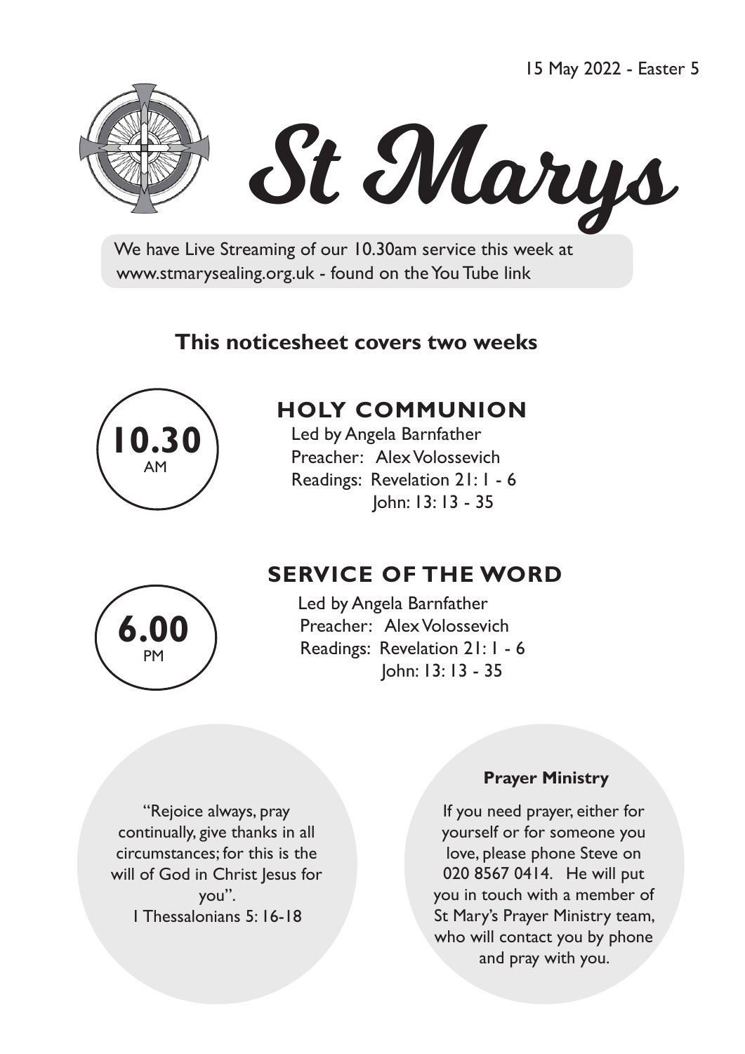15 May 2022 - Easter 5

# St Marys

We have Live Streaming of our 10.30am service this week at www.stmarysealing.org.uk - found on the You Tube link

## This noticesheet covers two weeks

**10.30** AM

### HOLY COMMUNION

Led by Angela Barnfather
Preacher: Alex Volossevich
Readings: Revelation 21: 1 - 6
John: 13: 13 - 35

**6.00** PM

### SERVICE OF THE WORD

Led by Angela Barnfather
Preacher: Alex Volossevich
Readings: Revelation 21: 1 - 6
John: 13: 13 - 35

"Rejoice always, pray continually, give thanks in all circumstances; for this is the will of God in Christ Jesus for you".
1 Thessalonians 5: 16-18

**Prayer Ministry**

If you need prayer, either for yourself or for someone you love, please phone Steve on 020 8567 0414. He will put you in touch with a member of St Mary's Prayer Ministry team, who will contact you by phone and pray with you.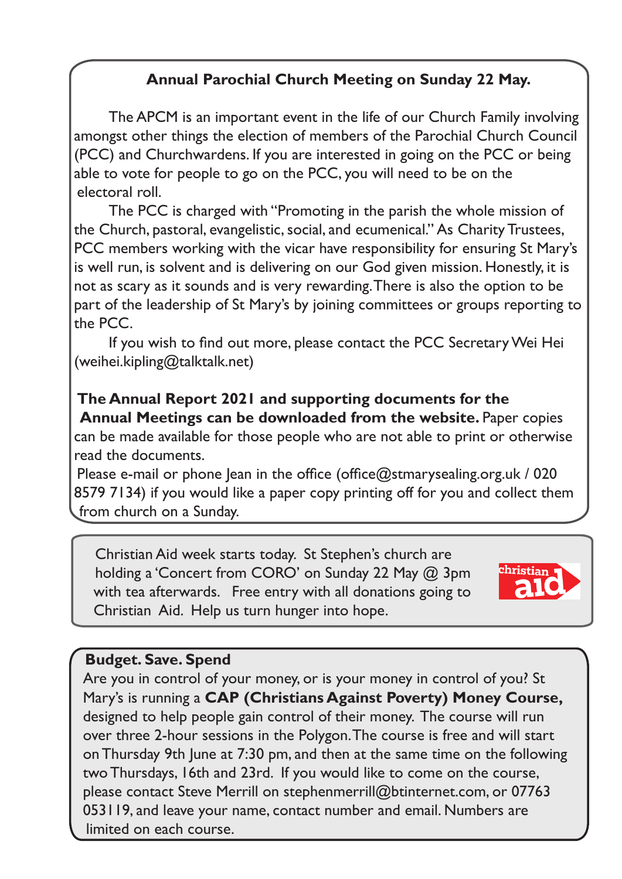## Annual Parochial Church Meeting on Sunday 22 May.

The APCM is an important event in the life of our Church Family involving amongst other things the election of members of the Parochial Church Council (PCC) and Churchwardens. If you are interested in going on the PCC or being able to vote for people to go on the PCC, you will need to be on the electoral roll.

The PCC is charged with "Promoting in the parish the whole mission of the Church, pastoral, evangelistic, social, and ecumenical." As Charity Trustees, PCC members working with the vicar have responsibility for ensuring St Mary's is well run, is solvent and is delivering on our God given mission. Honestly, it is not as scary as it sounds and is very rewarding. There is also the option to be part of the leadership of St Mary's by joining committees or groups reporting to the PCC.

If you wish to find out more, please contact the PCC Secretary Wei Hei (weihei.kipling@talktalk.net)

**The Annual Report 2021 and supporting documents for the Annual Meetings can be downloaded from the website.** Paper copies can be made available for those people who are not able to print or otherwise read the documents.

Please e-mail or phone Jean in the office (office@stmarysealing.org.uk / 020 8579 7134) if you would like a paper copy printing off for you and collect them from church on a Sunday.

---

Christian Aid week starts today. St Stephen's church are holding a 'Concert from CORO' on Sunday 22 May @ 3pm with tea afterwards. Free entry with all donations going to Christian Aid. Help us turn hunger into hope.

---

**Budget. Save. Spend**

Are you in control of your money, or is your money in control of you? St Mary's is running a **CAP (Christians Against Poverty) Money Course,** designed to help people gain control of their money. The course will run over three 2-hour sessions in the Polygon. The course is free and will start on Thursday 9th June at 7:30 pm, and then at the same time on the following two Thursdays, 16th and 23rd. If you would like to come on the course, please contact Steve Merrill on stephenmerrill@btinternet.com, or 07763 053119, and leave your name, contact number and email. Numbers are limited on each course.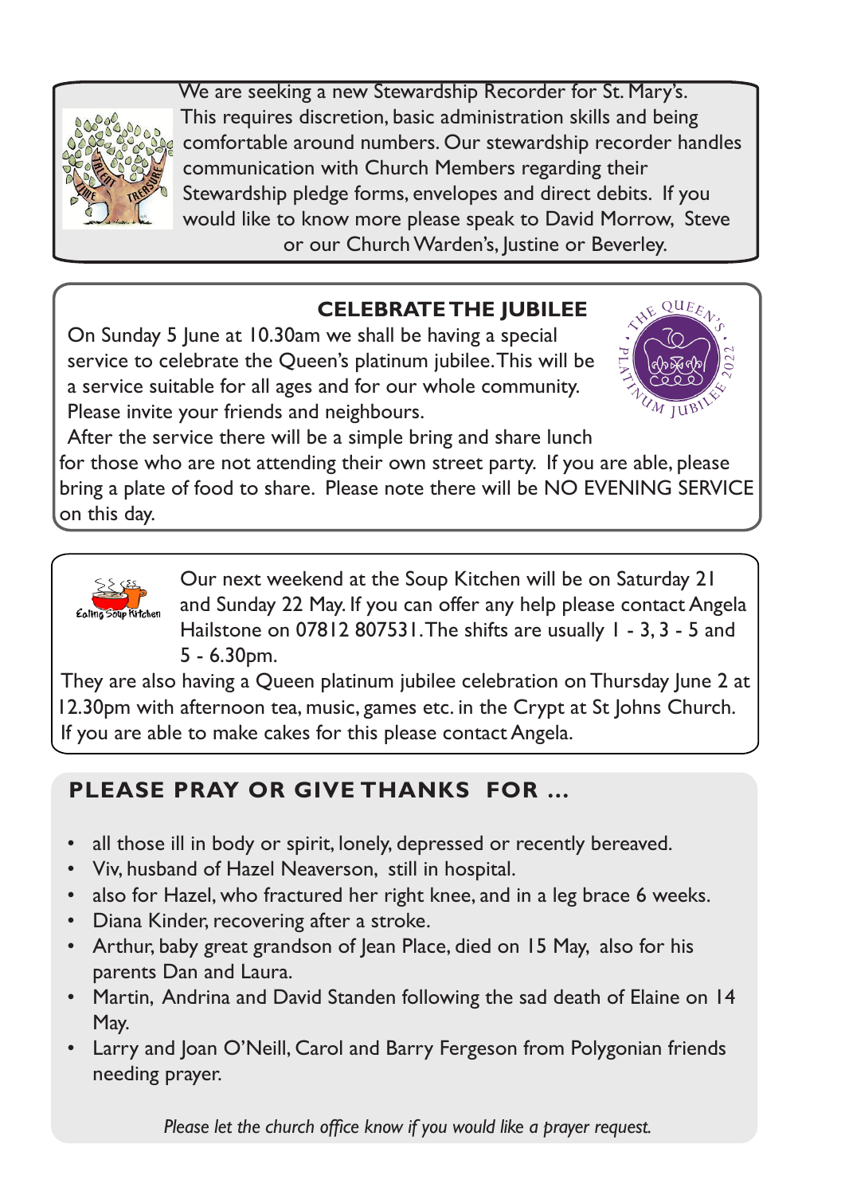We are seeking a new Stewardship Recorder for St. Mary's. This requires discretion, basic administration skills and being comfortable around numbers. Our stewardship recorder handles communication with Church Members regarding their Stewardship pledge forms, envelopes and direct debits. If you would like to know more please speak to David Morrow, Steve or our Church Warden's, Justine or Beverley.

## CELEBRATE THE JUBILEE

On Sunday 5 June at 10.30am we shall be having a special service to celebrate the Queen's platinum jubilee. This will be a service suitable for all ages and for our whole community. Please invite your friends and neighbours.

After the service there will be a simple bring and share lunch for those who are not attending their own street party. If you are able, please bring a plate of food to share. Please note there will be NO EVENING SERVICE on this day.

Our next weekend at the Soup Kitchen will be on Saturday 21 and Sunday 22 May. If you can offer any help please contact Angela Hailstone on 07812 807531. The shifts are usually 1 - 3, 3 - 5 and 5 - 6.30pm.

They are also having a Queen platinum jubilee celebration on Thursday June 2 at 12.30pm with afternoon tea, music, games etc. in the Crypt at St Johns Church. If you are able to make cakes for this please contact Angela.

## PLEASE PRAY OR GIVE THANKS FOR ...

- all those ill in body or spirit, lonely, depressed or recently bereaved.
- Viv, husband of Hazel Neaverson, still in hospital.
- also for Hazel, who fractured her right knee, and in a leg brace 6 weeks.
- Diana Kinder, recovering after a stroke.
- Arthur, baby great grandson of Jean Place, died on 15 May, also for his parents Dan and Laura.
- Martin, Andrina and David Standen following the sad death of Elaine on 14 May.
- Larry and Joan O'Neill, Carol and Barry Fergeson from Polygonian friends needing prayer.

*Please let the church office know if you would like a prayer request.*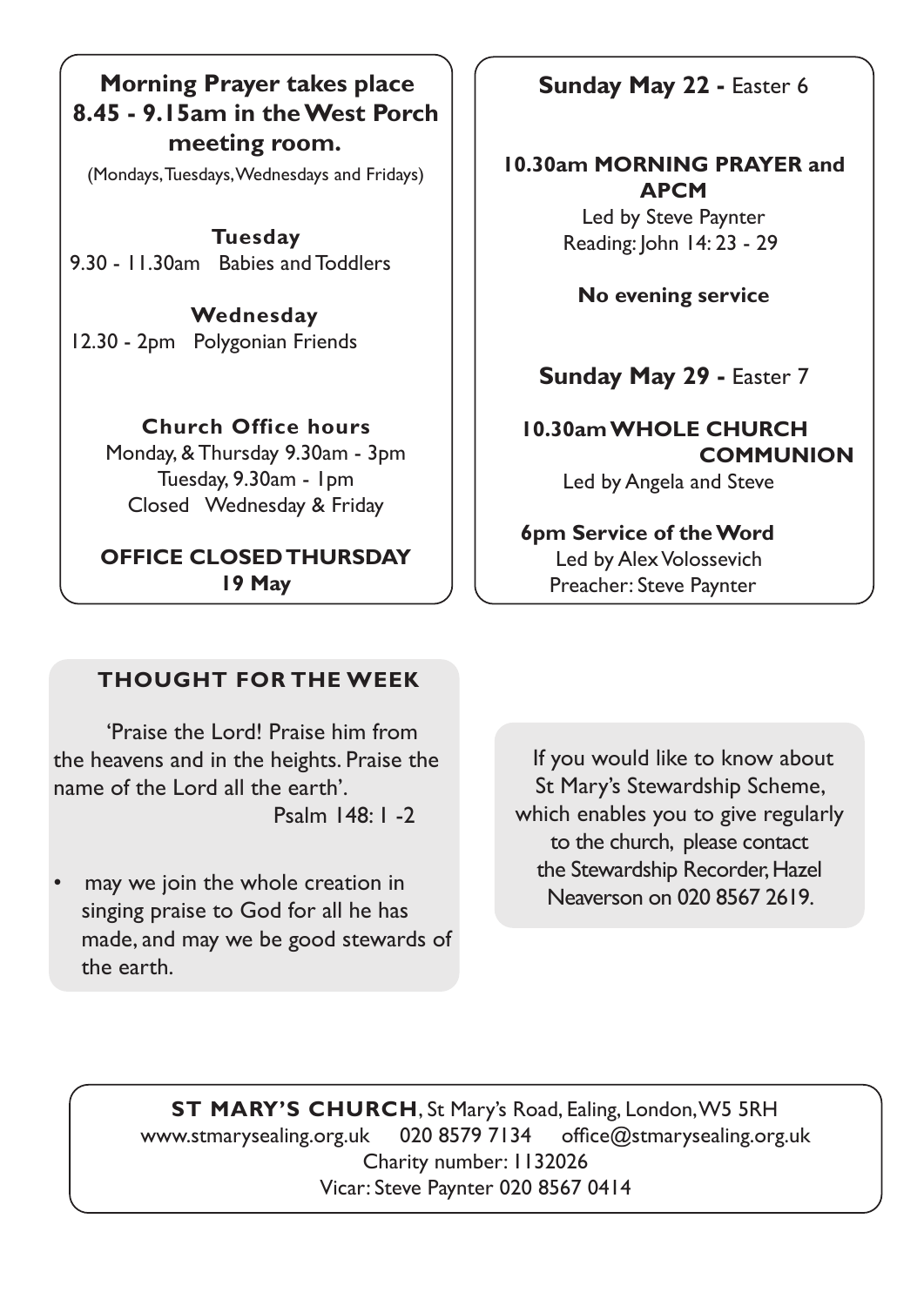**Morning Prayer takes place 8.45 - 9.15am in the West Porch meeting room.**

(Mondays, Tuesdays, Wednesdays and Fridays)

**Tuesday**

9.30 - 11.30am Babies and Toddlers

**Wednesday**

12.30 - 2pm Polygonian Friends

**Church Office hours**

Monday, & Thursday 9.30am - 3pm
Tuesday, 9.30am - 1pm
Closed Wednesday & Friday

**OFFICE CLOSED THURSDAY 19 May**

**Sunday May 22 -** Easter 6

**10.30am MORNING PRAYER and APCM**

Led by Steve Paynter
Reading: John 14: 23 - 29

**No evening service**

**Sunday May 29 -** Easter 7

**10.30am WHOLE CHURCH COMMUNION**

Led by Angela and Steve

**6pm Service of the Word**

Led by Alex Volossevich
Preacher: Steve Paynter

## THOUGHT FOR THE WEEK

'Praise the Lord! Praise him from the heavens and in the heights. Praise the name of the Lord all the earth'.
Psalm 148: 1 -2

- may we join the whole creation in singing praise to God for all he has made, and may we be good stewards of the earth.

If you would like to know about St Mary's Stewardship Scheme, which enables you to give regularly to the church, please contact the Stewardship Recorder, Hazel Neaverson on 020 8567 2619.

**ST MARY'S CHURCH**, St Mary's Road, Ealing, London, W5 5RH
www.stmarysealing.org.uk 020 8579 7134 office@stmarysealing.org.uk
Charity number: 1132026
Vicar: Steve Paynter 020 8567 0414